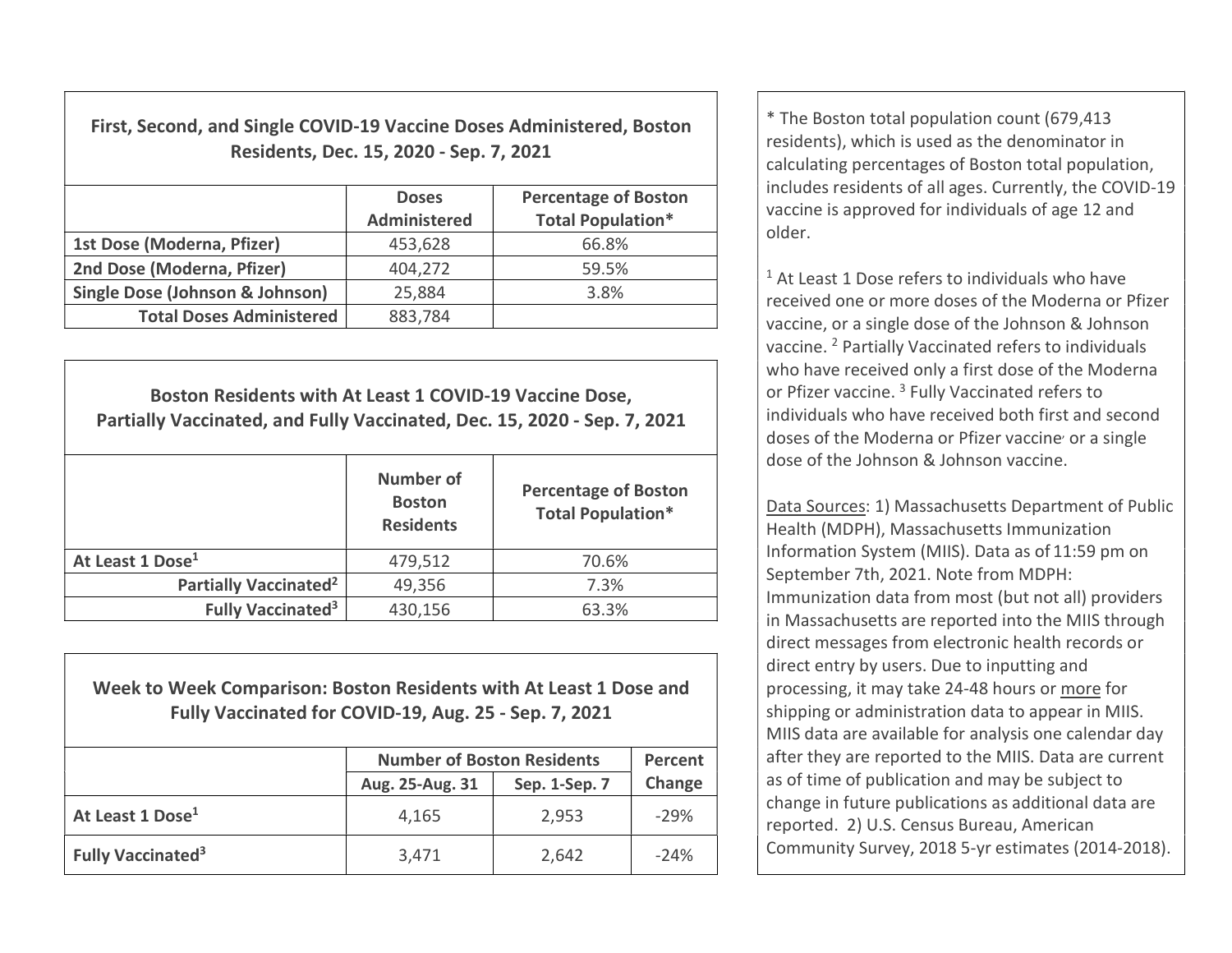| First, Second, and Single COVID-19 Vaccine Doses Administered, Boston Residents, Dec. 15, 2020 - Sep. 7, 2021 | | |
|---|---|---|
| | **Doses Administered** | **Percentage of Boston Total Population*** |
| **1st Dose (Moderna, Pfizer)** | 453,628 | 66.8% |
| **2nd Dose (Moderna, Pfizer)** | 404,272 | 59.5% |
| **Single Dose (Johnson & Johnson)** | 25,884 | 3.8% |
| **Total Doses Administered** | 883,784 | |

| Boston Residents with At Least 1 COVID-19 Vaccine Dose, Partially Vaccinated, and Fully Vaccinated, Dec. 15, 2020 - Sep. 7, 2021 | | |
|---|---|---|
| | **Number of Boston Residents** | **Percentage of Boston Total Population*** |
| **At Least 1 Dose[1]** | 479,512 | 70.6% |
| **Partially Vaccinated[2]** | 49,356 | 7.3% |
| **Fully Vaccinated[3]** | 430,156 | 63.3% |

| Week to Week Comparison: Boston Residents with At Least 1 Dose and Fully Vaccinated for COVID-19, Aug. 25 - Sep. 7, 2021 | | | |
|---|---|---|---|
| | **Number of Boston Residents** | | **Percent Change** |
| | **Aug. 25-Aug. 31** | **Sep. 1-Sep. 7** | |
| **At Least 1 Dose[1]** | 4,165 | 2,953 | -29% |
| **Fully Vaccinated[3]** | 3,471 | 2,642 | -24% |

* The Boston total population count (679,413 residents), which is used as the denominator in calculating percentages of Boston total population, includes residents of all ages. Currently, the COVID-19 vaccine is approved for individuals of age 12 and older.

[1] At Least 1 Dose refers to individuals who have received one or more doses of the Moderna or Pfizer vaccine, or a single dose of the Johnson & Johnson vaccine. [2] Partially Vaccinated refers to individuals who have received only a first dose of the Moderna or Pfizer vaccine. [3] Fully Vaccinated refers to individuals who have received both first and second doses of the Moderna or Pfizer vaccine, or a single dose of the Johnson & Johnson vaccine.

Data Sources: 1) Massachusetts Department of Public Health (MDPH), Massachusetts Immunization Information System (MIIS). Data as of 11:59 pm on September 7th, 2021. Note from MDPH: Immunization data from most (but not all) providers in Massachusetts are reported into the MIIS through direct messages from electronic health records or direct entry by users. Due to inputting and processing, it may take 24-48 hours or more for shipping or administration data to appear in MIIS. MIIS data are available for analysis one calendar day after they are reported to the MIIS. Data are current as of time of publication and may be subject to change in future publications as additional data are reported. 2) U.S. Census Bureau, American Community Survey, 2018 5-yr estimates (2014-2018).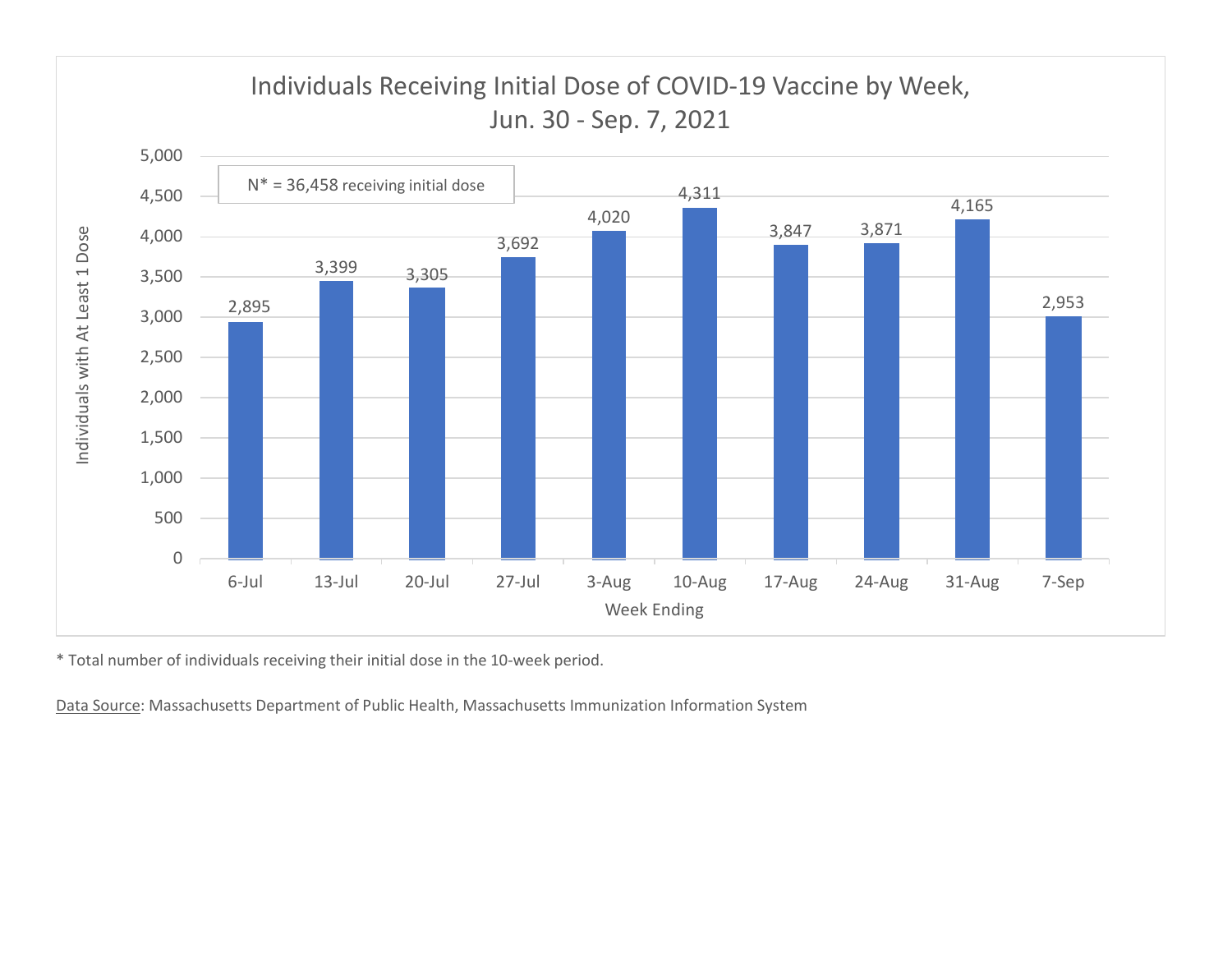## Individuals Receiving Initial Dose of COVID-19 Vaccine by Week, Jun. 30 - Sep. 7, 2021

N* = 36,458 receiving initial dose

| Week Ending | Individuals with At Least 1 Dose |
|---|---|
| 6-Jul | 2,895 |
| 13-Jul | 3,399 |
| 20-Jul | 3,305 |
| 27-Jul | 3,692 |
| 3-Aug | 4,020 |
| 10-Aug | 4,311 |
| 17-Aug | 3,847 |
| 24-Aug | 3,871 |
| 31-Aug | 4,165 |
| 7-Sep | 2,953 |

* Total number of individuals receiving their initial dose in the 10-week period.

Data Source: Massachusetts Department of Public Health, Massachusetts Immunization Information System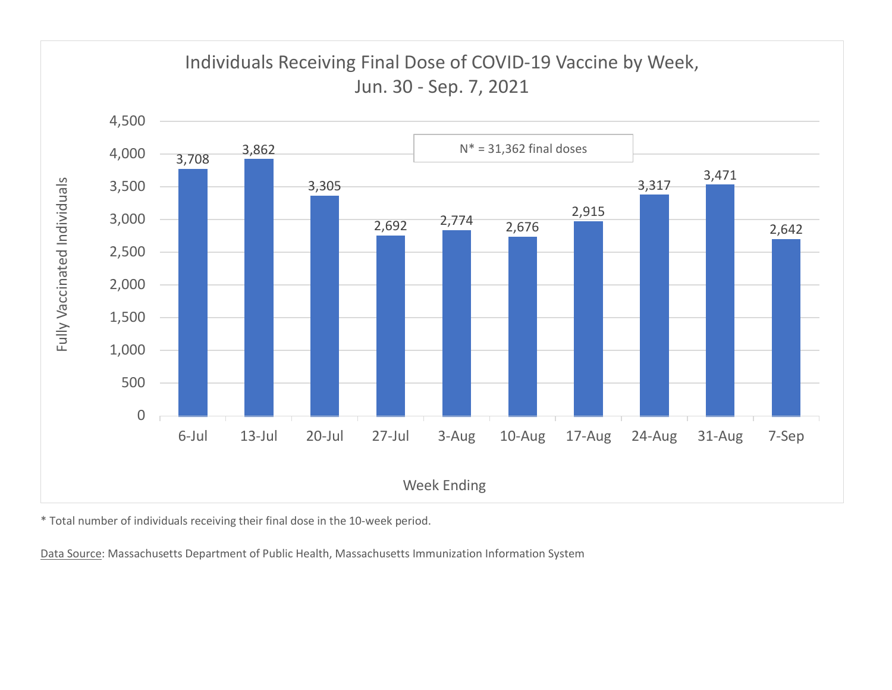## Individuals Receiving Final Dose of COVID-19 Vaccine by Week, Jun. 30 - Sep. 7, 2021

N* = 31,362 final doses

| Week Ending | Fully Vaccinated Individuals |
|---|---|
| 6-Jul | 3,708 |
| 13-Jul | 3,862 |
| 20-Jul | 3,305 |
| 27-Jul | 2,692 |
| 3-Aug | 2,774 |
| 10-Aug | 2,676 |
| 17-Aug | 2,915 |
| 24-Aug | 3,317 |
| 31-Aug | 3,471 |
| 7-Sep | 2,642 |

\* Total number of individuals receiving their final dose in the 10-week period.

Data Source: Massachusetts Department of Public Health, Massachusetts Immunization Information System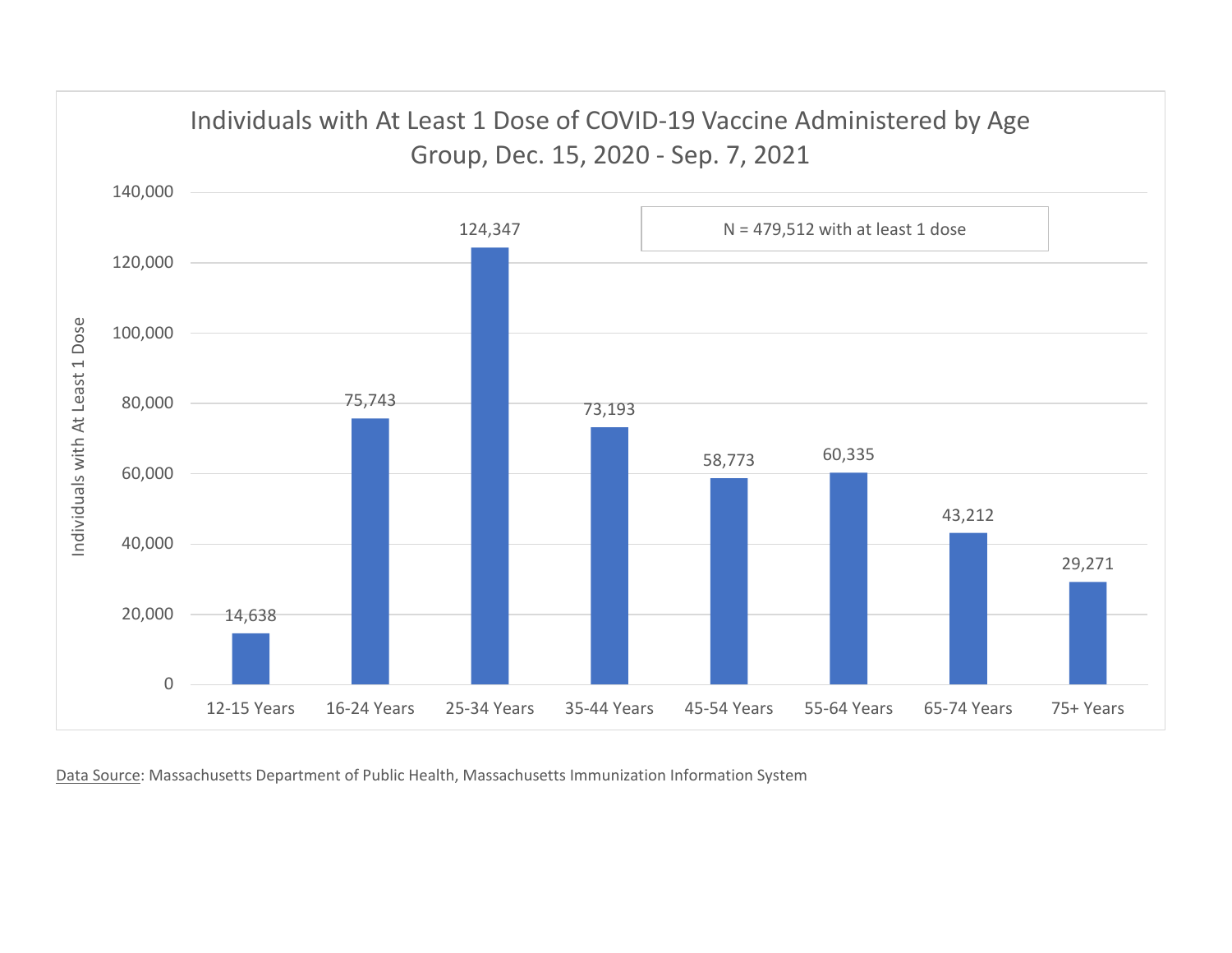## Individuals with At Least 1 Dose of COVID-19 Vaccine Administered by Age Group, Dec. 15, 2020 - Sep. 7, 2021

N = 479,512 with at least 1 dose

| Age Group | Individuals with At Least 1 Dose |
|---|---|
| 12-15 Years | 14,638 |
| 16-24 Years | 75,743 |
| 25-34 Years | 124,347 |
| 35-44 Years | 73,193 |
| 45-54 Years | 58,773 |
| 55-64 Years | 60,335 |
| 65-74 Years | 43,212 |
| 75+ Years | 29,271 |

Data Source: Massachusetts Department of Public Health, Massachusetts Immunization Information System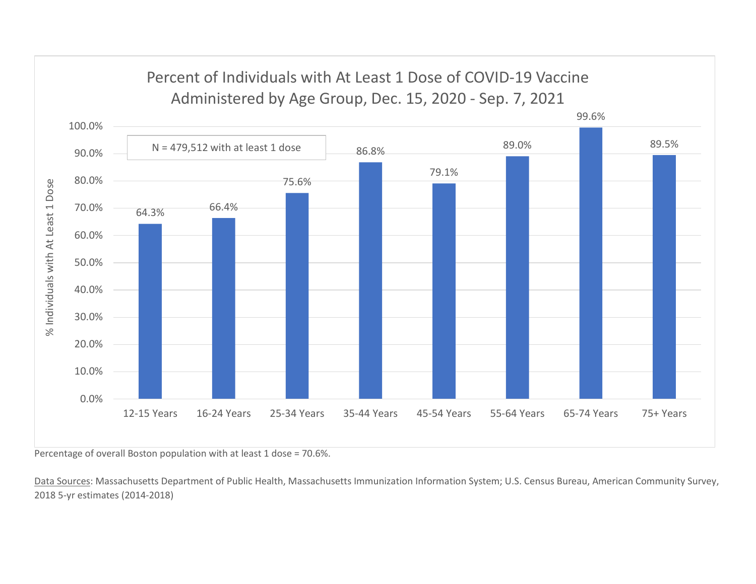## Percent of Individuals with At Least 1 Dose of COVID-19 Vaccine Administered by Age Group, Dec. 15, 2020 - Sep. 7, 2021

N = 479,512 with at least 1 dose

| Age Group | % Individuals with At Least 1 Dose |
|---|---|
| 12-15 Years | 64.3% |
| 16-24 Years | 66.4% |
| 25-34 Years | 75.6% |
| 35-44 Years | 86.8% |
| 45-54 Years | 79.1% |
| 55-64 Years | 89.0% |
| 65-74 Years | 99.6% |
| 75+ Years | 89.5% |

Percentage of overall Boston population with at least 1 dose = 70.6%.

Data Sources: Massachusetts Department of Public Health, Massachusetts Immunization Information System; U.S. Census Bureau, American Community Survey, 2018 5-yr estimates (2014-2018)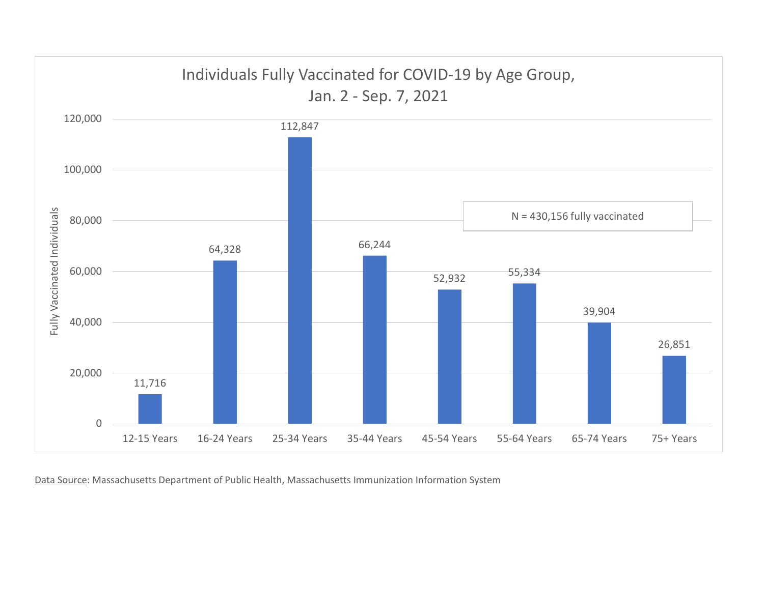## Individuals Fully Vaccinated for COVID-19 by Age Group, Jan. 2 - Sep. 7, 2021

| Age Group | Fully Vaccinated Individuals |
| --- | --- |
| 12-15 Years | 11,716 |
| 16-24 Years | 64,328 |
| 25-34 Years | 112,847 |
| 35-44 Years | 66,244 |
| 45-54 Years | 52,932 |
| 55-64 Years | 55,334 |
| 65-74 Years | 39,904 |
| 75+ Years | 26,851 |

N = 430,156 fully vaccinated

Data Source: Massachusetts Department of Public Health, Massachusetts Immunization Information System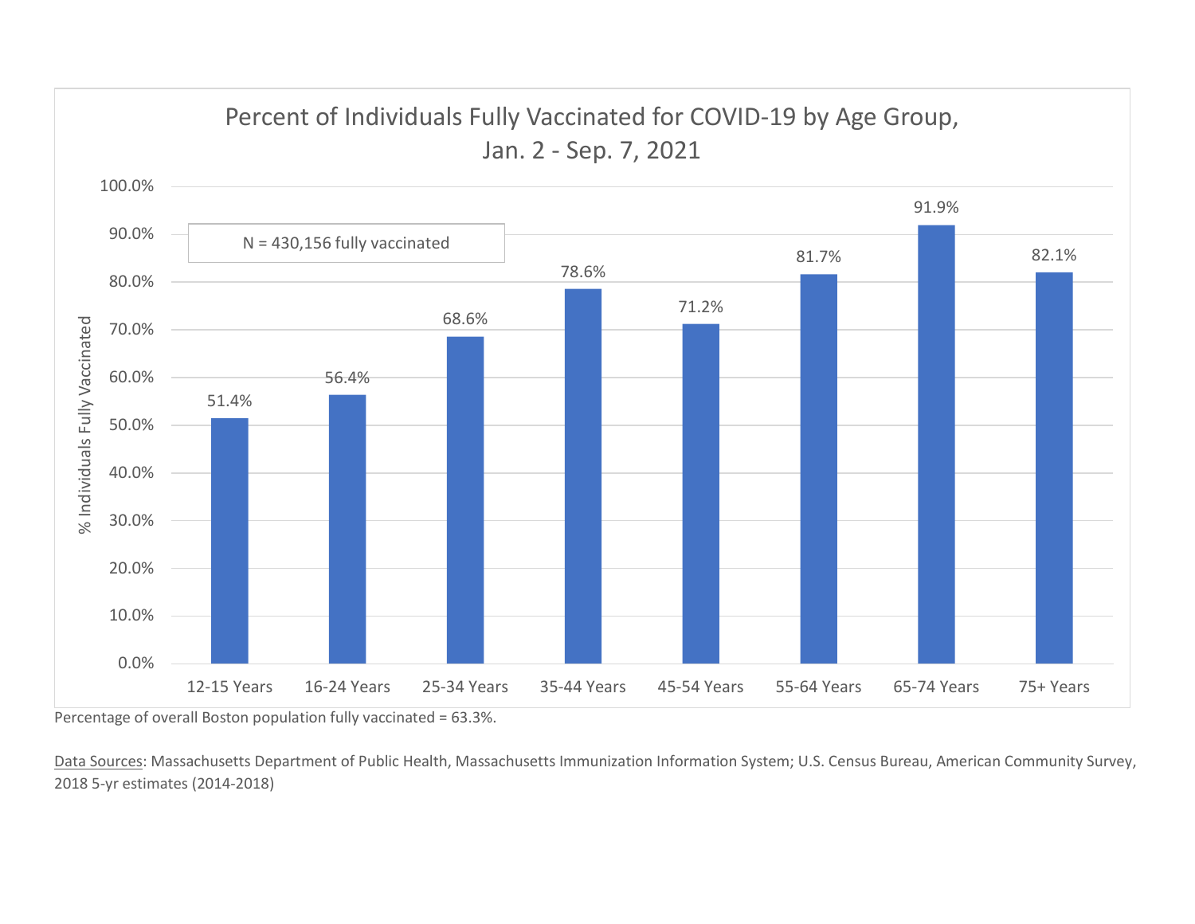## Percent of Individuals Fully Vaccinated for COVID-19 by Age Group, Jan. 2 - Sep. 7, 2021

N = 430,156 fully vaccinated

| Age Group | % Individuals Fully Vaccinated |
|---|---|
| 12-15 Years | 51.4% |
| 16-24 Years | 56.4% |
| 25-34 Years | 68.6% |
| 35-44 Years | 78.6% |
| 45-54 Years | 71.2% |
| 55-64 Years | 81.7% |
| 65-74 Years | 91.9% |
| 75+ Years | 82.1% |

Percentage of overall Boston population fully vaccinated = 63.3%.

Data Sources: Massachusetts Department of Public Health, Massachusetts Immunization Information System; U.S. Census Bureau, American Community Survey, 2018 5-yr estimates (2014-2018)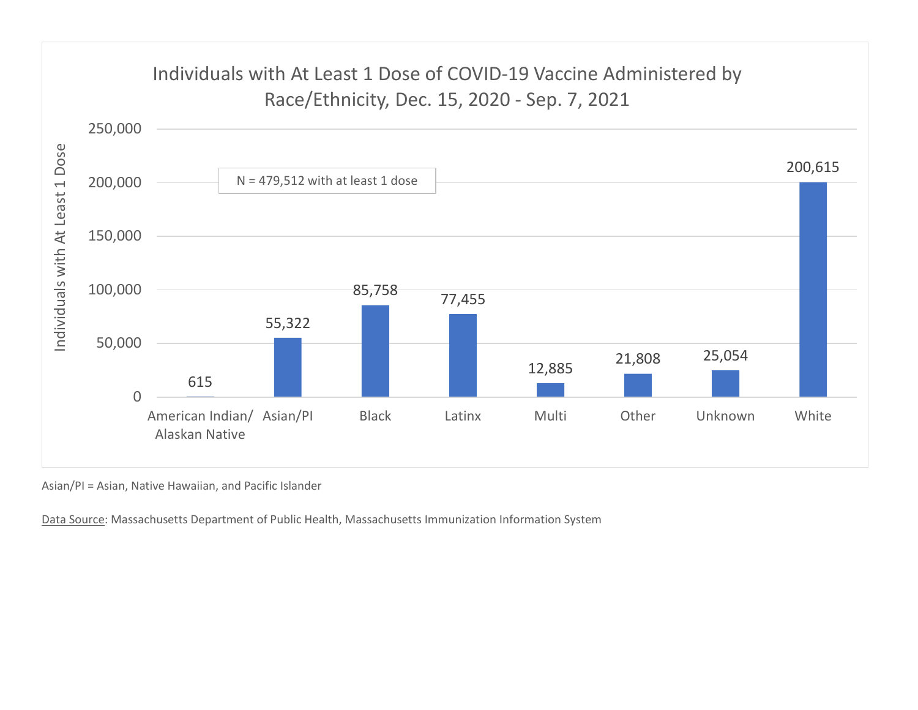**Individuals with At Least 1 Dose of COVID-19 Vaccine Administered by Race/Ethnicity, Dec. 15, 2020 - Sep. 7, 2021**

N = 479,512 with at least 1 dose

| Race/Ethnicity | Individuals with At Least 1 Dose |
| --- | --- |
| American Indian/ Alaskan Native | 615 |
| Asian/PI | 55,322 |
| Black | 85,758 |
| Latinx | 77,455 |
| Multi | 12,885 |
| Other | 21,808 |
| Unknown | 25,054 |
| White | 200,615 |

Asian/PI = Asian, Native Hawaiian, and Pacific Islander

Data Source: Massachusetts Department of Public Health, Massachusetts Immunization Information System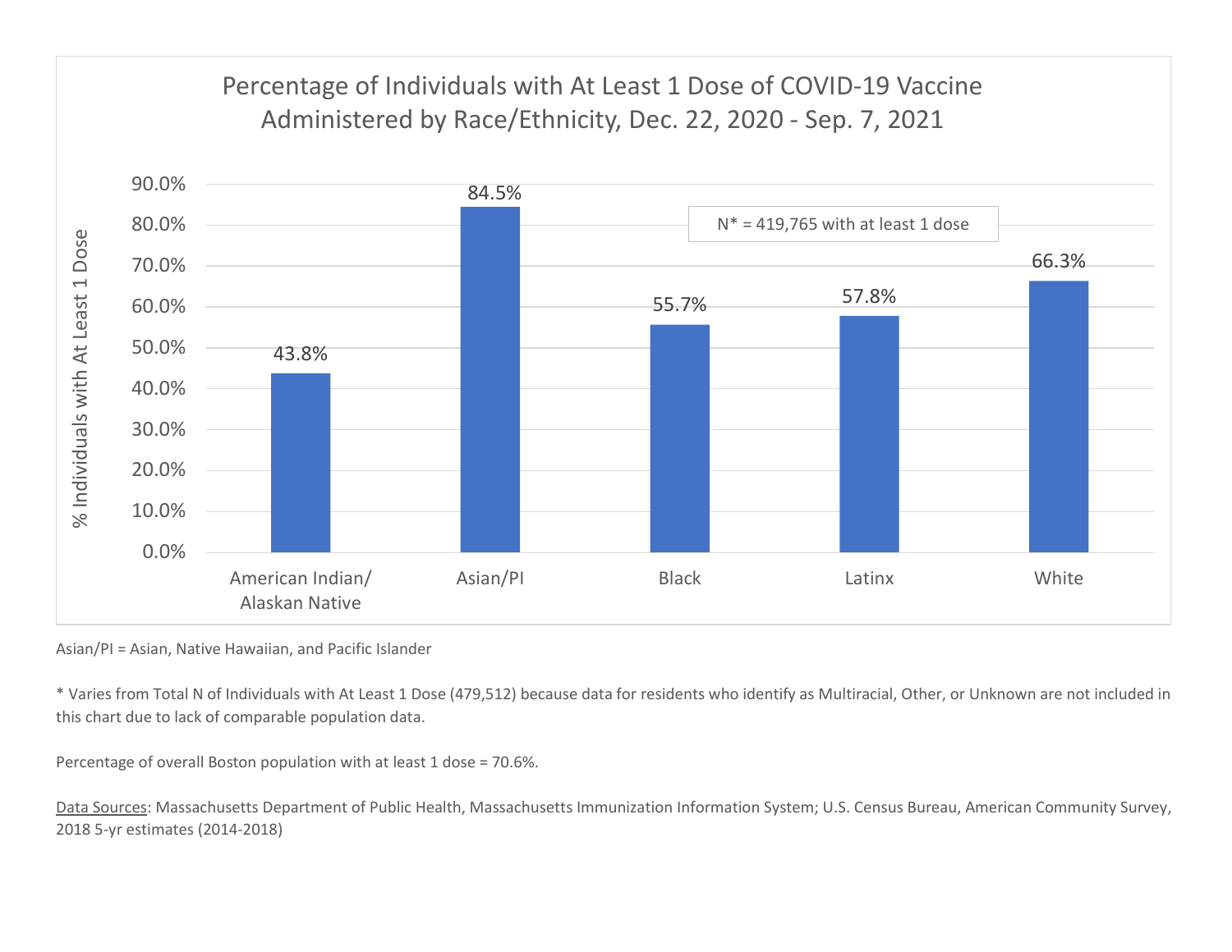## Percentage of Individuals with At Least 1 Dose of COVID-19 Vaccine Administered by Race/Ethnicity, Dec. 22, 2020 - Sep. 7, 2021

N* = 419,765 with at least 1 dose

| Race/Ethnicity | % Individuals with At Least 1 Dose |
|---|---|
| American Indian/ Alaskan Native | 43.8% |
| Asian/PI | 84.5% |
| Black | 55.7% |
| Latinx | 57.8% |
| White | 66.3% |

Asian/PI = Asian, Native Hawaiian, and Pacific Islander

* Varies from Total N of Individuals with At Least 1 Dose (479,512) because data for residents who identify as Multiracial, Other, or Unknown are not included in this chart due to lack of comparable population data.

Percentage of overall Boston population with at least 1 dose = 70.6%.

Data Sources: Massachusetts Department of Public Health, Massachusetts Immunization Information System; U.S. Census Bureau, American Community Survey, 2018 5-yr estimates (2014-2018)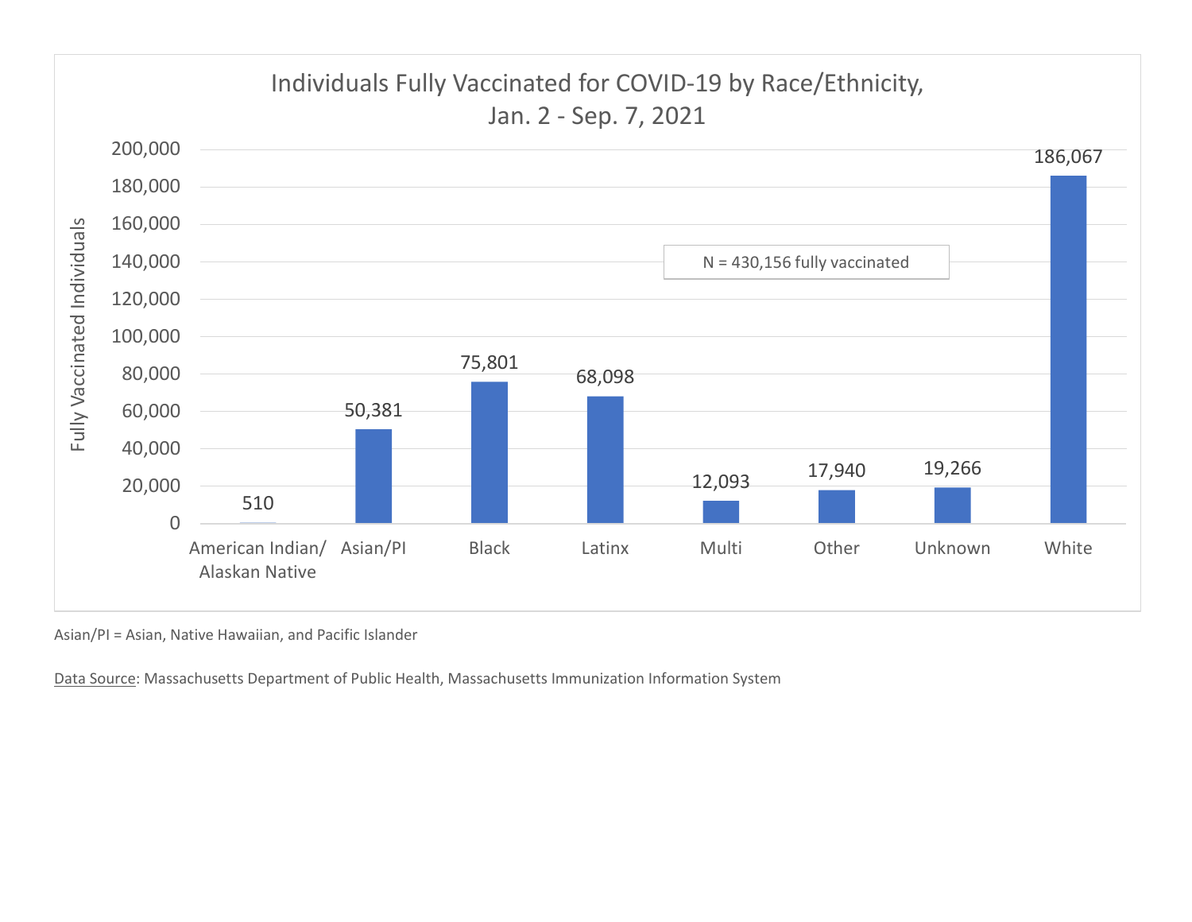## Individuals Fully Vaccinated for COVID-19 by Race/Ethnicity, Jan. 2 - Sep. 7, 2021

N = 430,156 fully vaccinated

| Race/Ethnicity | Fully Vaccinated Individuals |
|---|---|
| American Indian/ Alaskan Native | 510 |
| Asian/PI | 50,381 |
| Black | 75,801 |
| Latinx | 68,098 |
| Multi | 12,093 |
| Other | 17,940 |
| Unknown | 19,266 |
| White | 186,067 |

Asian/PI = Asian, Native Hawaiian, and Pacific Islander

Data Source: Massachusetts Department of Public Health, Massachusetts Immunization Information System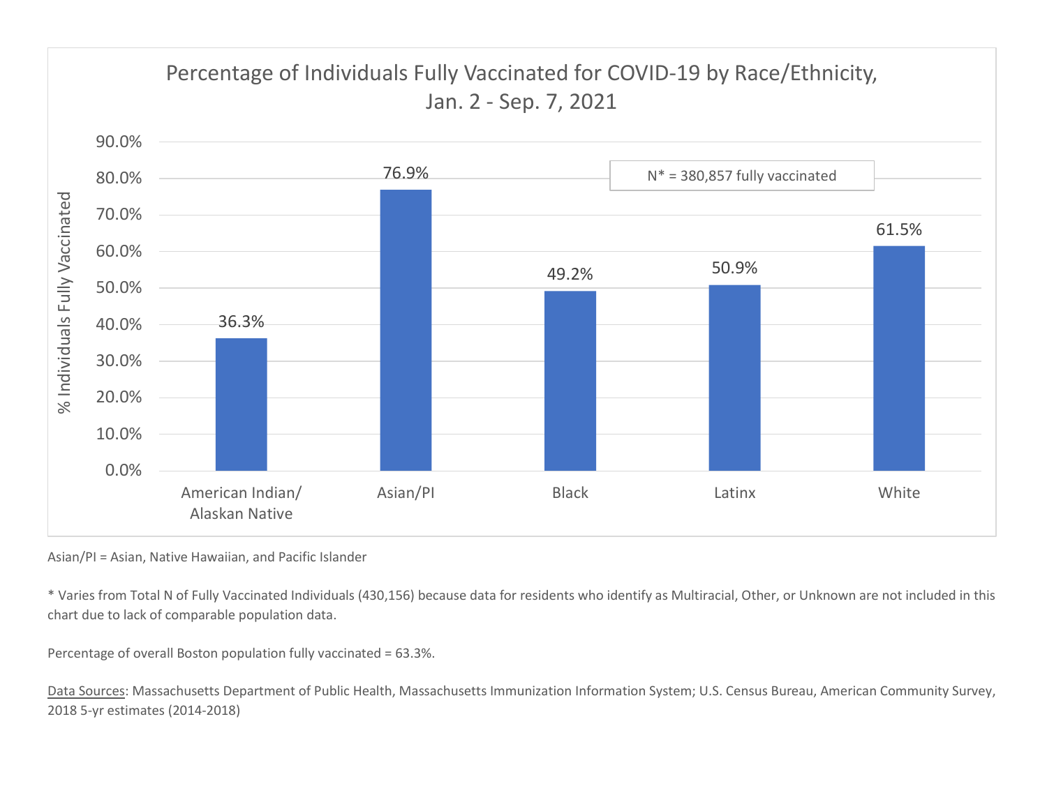## Percentage of Individuals Fully Vaccinated for COVID-19 by Race/Ethnicity, Jan. 2 - Sep. 7, 2021

N* = 380,857 fully vaccinated

| Race/Ethnicity | % Individuals Fully Vaccinated |
|---|---|
| American Indian/ Alaskan Native | 36.3% |
| Asian/PI | 76.9% |
| Black | 49.2% |
| Latinx | 50.9% |
| White | 61.5% |

Asian/PI = Asian, Native Hawaiian, and Pacific Islander

* Varies from Total N of Fully Vaccinated Individuals (430,156) because data for residents who identify as Multiracial, Other, or Unknown are not included in this chart due to lack of comparable population data.

Percentage of overall Boston population fully vaccinated = 63.3%.

Data Sources: Massachusetts Department of Public Health, Massachusetts Immunization Information System; U.S. Census Bureau, American Community Survey, 2018 5-yr estimates (2014-2018)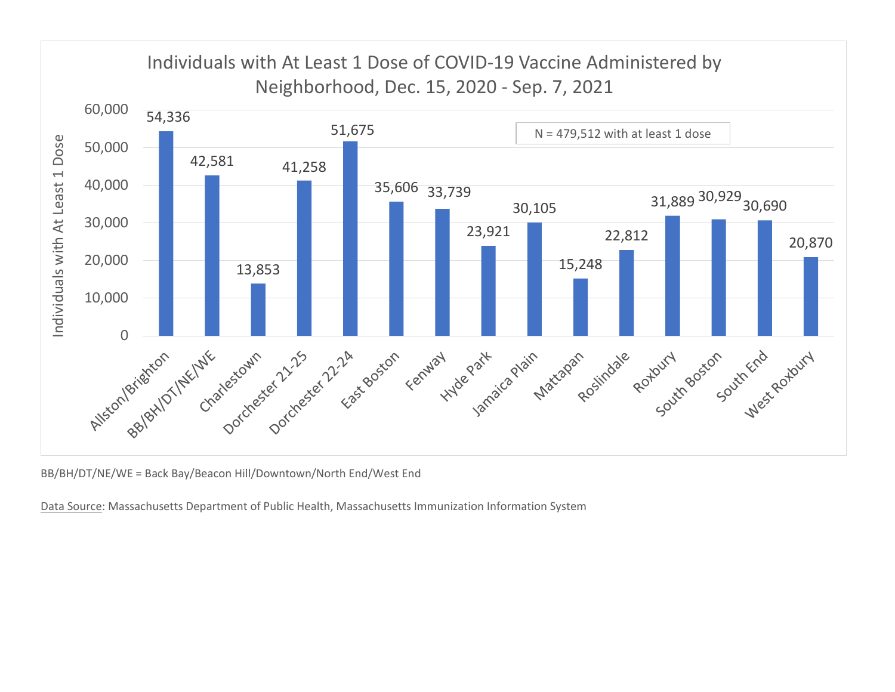**Individuals with At Least 1 Dose of COVID-19 Vaccine Administered by Neighborhood, Dec. 15, 2020 - Sep. 7, 2021**

N = 479,512 with at least 1 dose

| Neighborhood | Individuals with At Least 1 Dose |
| --- | --- |
| Allston/Brighton | 54,336 |
| BB/BH/DT/NE/WE | 42,581 |
| Charlestown | 13,853 |
| Dorchester 21-25 | 41,258 |
| Dorchester 22-24 | 51,675 |
| East Boston | 35,606 |
| Fenway | 33,739 |
| Hyde Park | 23,921 |
| Jamaica Plain | 30,105 |
| Mattapan | 15,248 |
| Roslindale | 22,812 |
| Roxbury | 31,889 |
| South Boston | 30,929 |
| South End | 30,690 |
| West Roxbury | 20,870 |

BB/BH/DT/NE/WE = Back Bay/Beacon Hill/Downtown/North End/West End

Data Source: Massachusetts Department of Public Health, Massachusetts Immunization Information System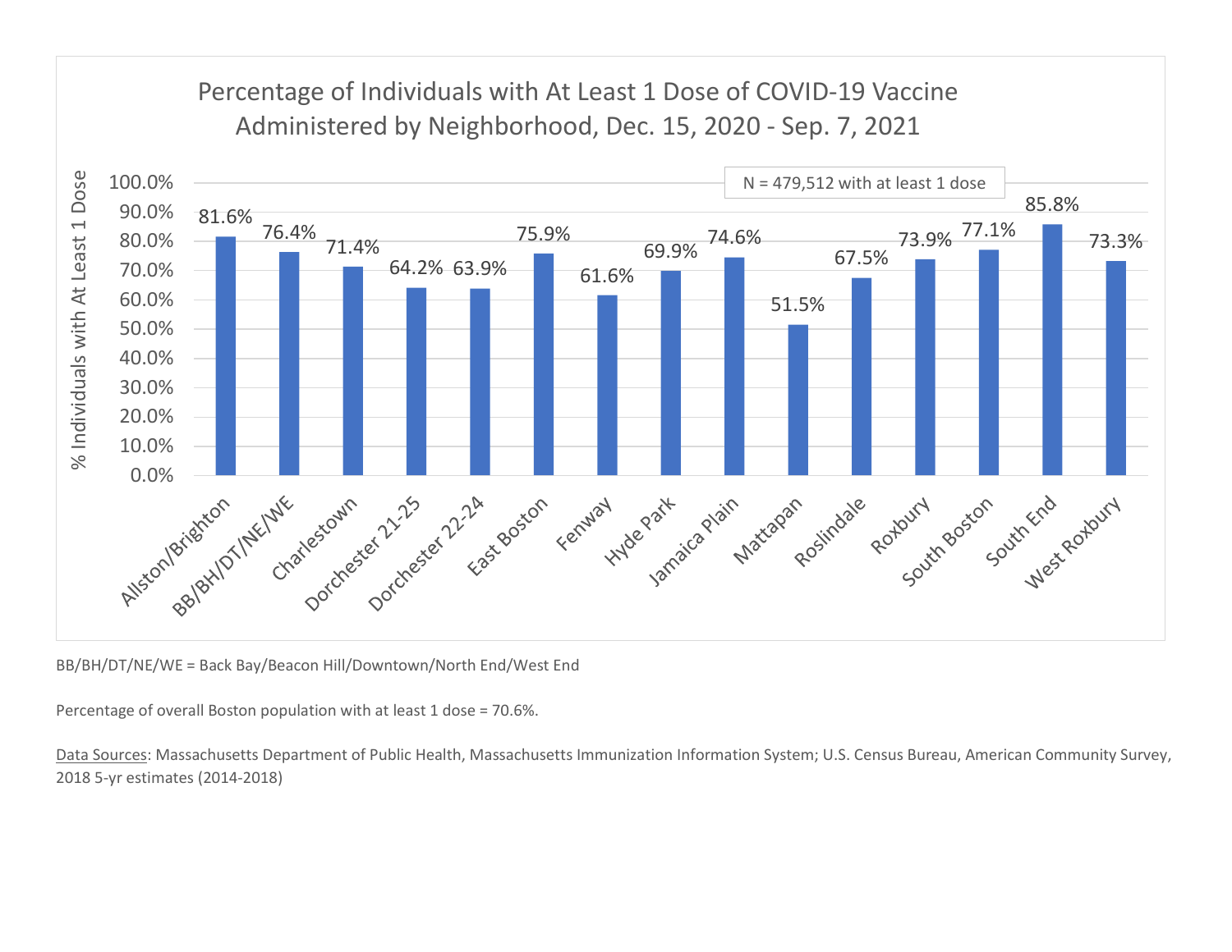## Percentage of Individuals with At Least 1 Dose of COVID-19 Vaccine Administered by Neighborhood, Dec. 15, 2020 - Sep. 7, 2021

N = 479,512 with at least 1 dose

| Neighborhood | % Individuals with At Least 1 Dose |
| --- | --- |
| Allston/Brighton | 81.6% |
| BB/BH/DT/NE/WE | 76.4% |
| Charlestown | 71.4% |
| Dorchester 21-25 | 64.2% |
| Dorchester 22-24 | 63.9% |
| East Boston | 75.9% |
| Fenway | 61.6% |
| Hyde Park | 69.9% |
| Jamaica Plain | 74.6% |
| Mattapan | 51.5% |
| Roslindale | 67.5% |
| Roxbury | 73.9% |
| South Boston | 77.1% |
| South End | 85.8% |
| West Roxbury | 73.3% |

BB/BH/DT/NE/WE = Back Bay/Beacon Hill/Downtown/North End/West End

Percentage of overall Boston population with at least 1 dose = 70.6%.

Data Sources: Massachusetts Department of Public Health, Massachusetts Immunization Information System; U.S. Census Bureau, American Community Survey, 2018 5-yr estimates (2014-2018)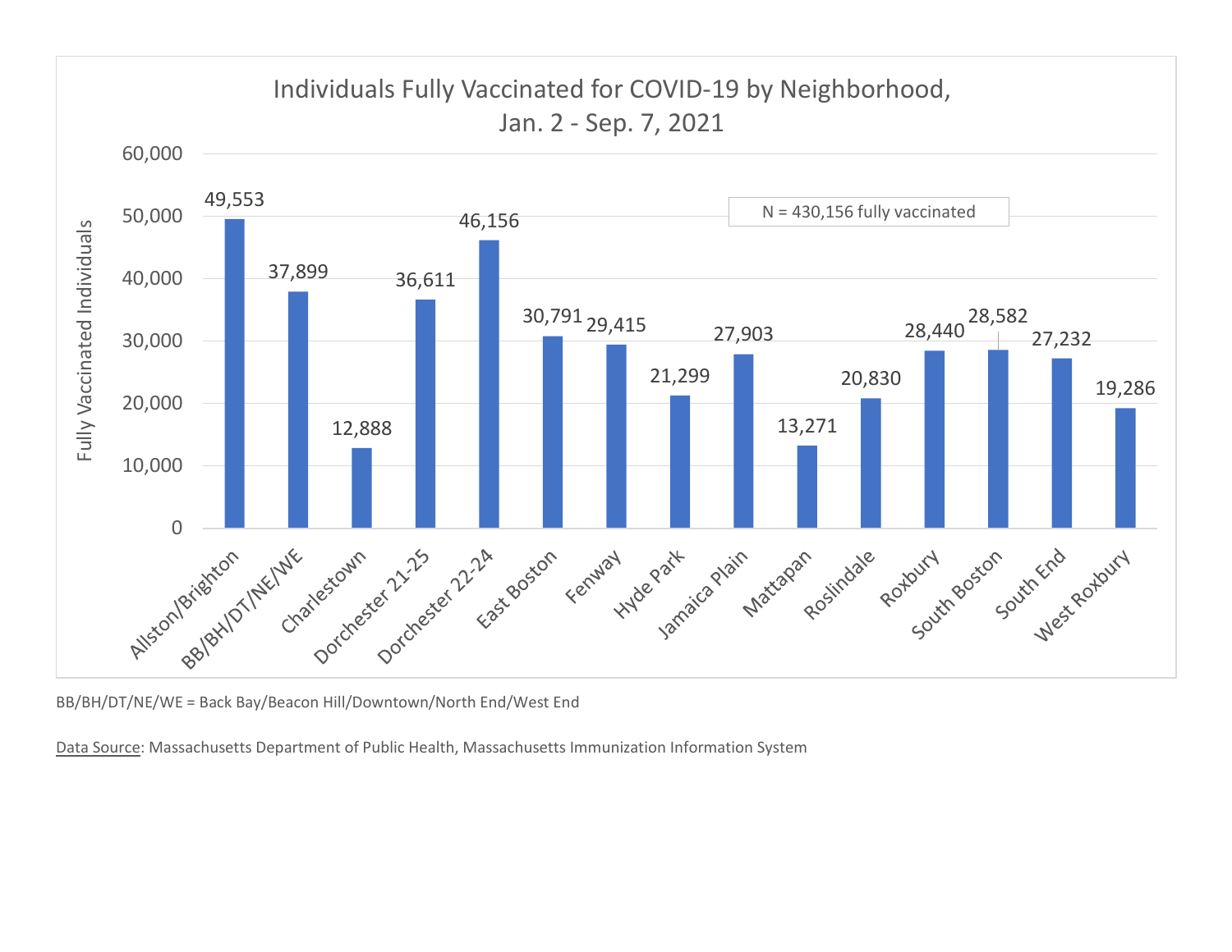## Individuals Fully Vaccinated for COVID-19 by Neighborhood, Jan. 2 - Sep. 7, 2021

N = 430,156 fully vaccinated

| Neighborhood | Fully Vaccinated Individuals |
|---|---|
| Allston/Brighton | 49,553 |
| BB/BH/DT/NE/WE | 37,899 |
| Charlestown | 12,888 |
| Dorchester 21-25 | 36,611 |
| Dorchester 22-24 | 46,156 |
| East Boston | 30,791 |
| Fenway | 29,415 |
| Hyde Park | 21,299 |
| Jamaica Plain | 27,903 |
| Mattapan | 13,271 |
| Roslindale | 20,830 |
| Roxbury | 28,440 |
| South Boston | 28,582 |
| South End | 27,232 |
| West Roxbury | 19,286 |

BB/BH/DT/NE/WE = Back Bay/Beacon Hill/Downtown/North End/West End

Data Source: Massachusetts Department of Public Health, Massachusetts Immunization Information System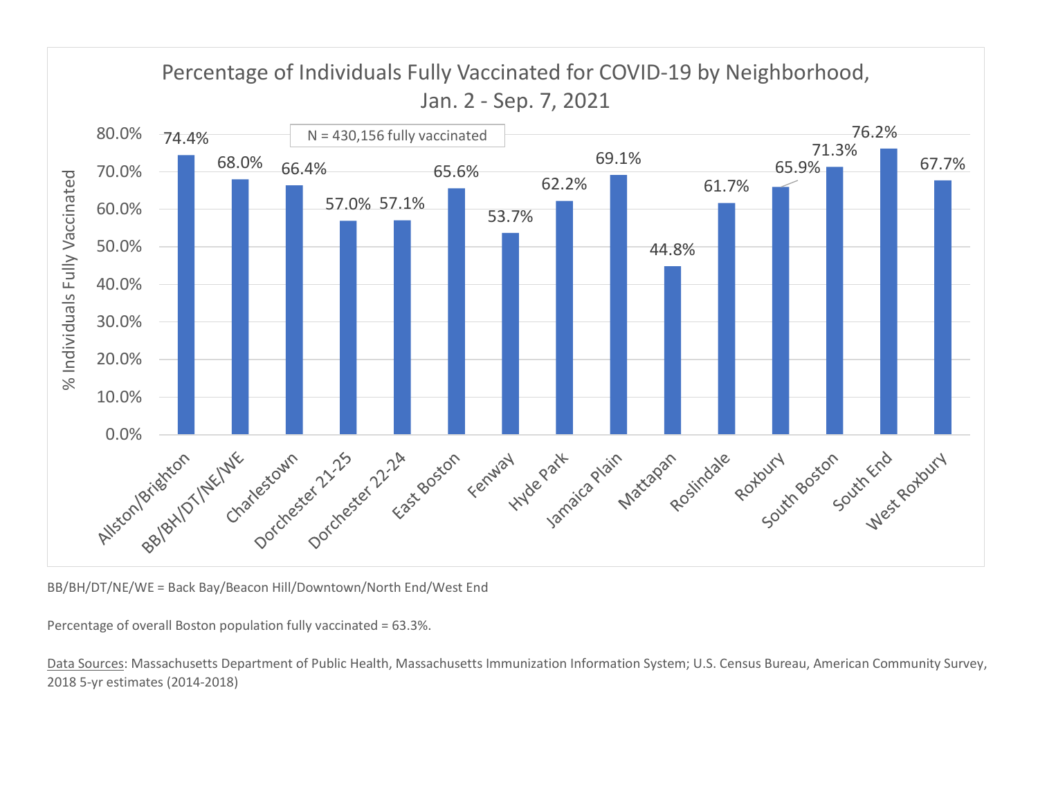## Percentage of Individuals Fully Vaccinated for COVID-19 by Neighborhood, Jan. 2 - Sep. 7, 2021

N = 430,156 fully vaccinated

| Neighborhood | % Individuals Fully Vaccinated |
| --- | --- |
| Allston/Brighton | 74.4% |
| BB/BH/DT/NE/WE | 68.0% |
| Charlestown | 66.4% |
| Dorchester 21-25 | 57.0% |
| Dorchester 22-24 | 57.1% |
| East Boston | 65.6% |
| Fenway | 53.7% |
| Hyde Park | 62.2% |
| Jamaica Plain | 69.1% |
| Mattapan | 44.8% |
| Roslindale | 61.7% |
| Roxbury | 65.9% |
| South Boston | 71.3% |
| South End | 76.2% |
| West Roxbury | 67.7% |

BB/BH/DT/NE/WE = Back Bay/Beacon Hill/Downtown/North End/West End

Percentage of overall Boston population fully vaccinated = 63.3%.

Data Sources: Massachusetts Department of Public Health, Massachusetts Immunization Information System; U.S. Census Bureau, American Community Survey, 2018 5-yr estimates (2014-2018)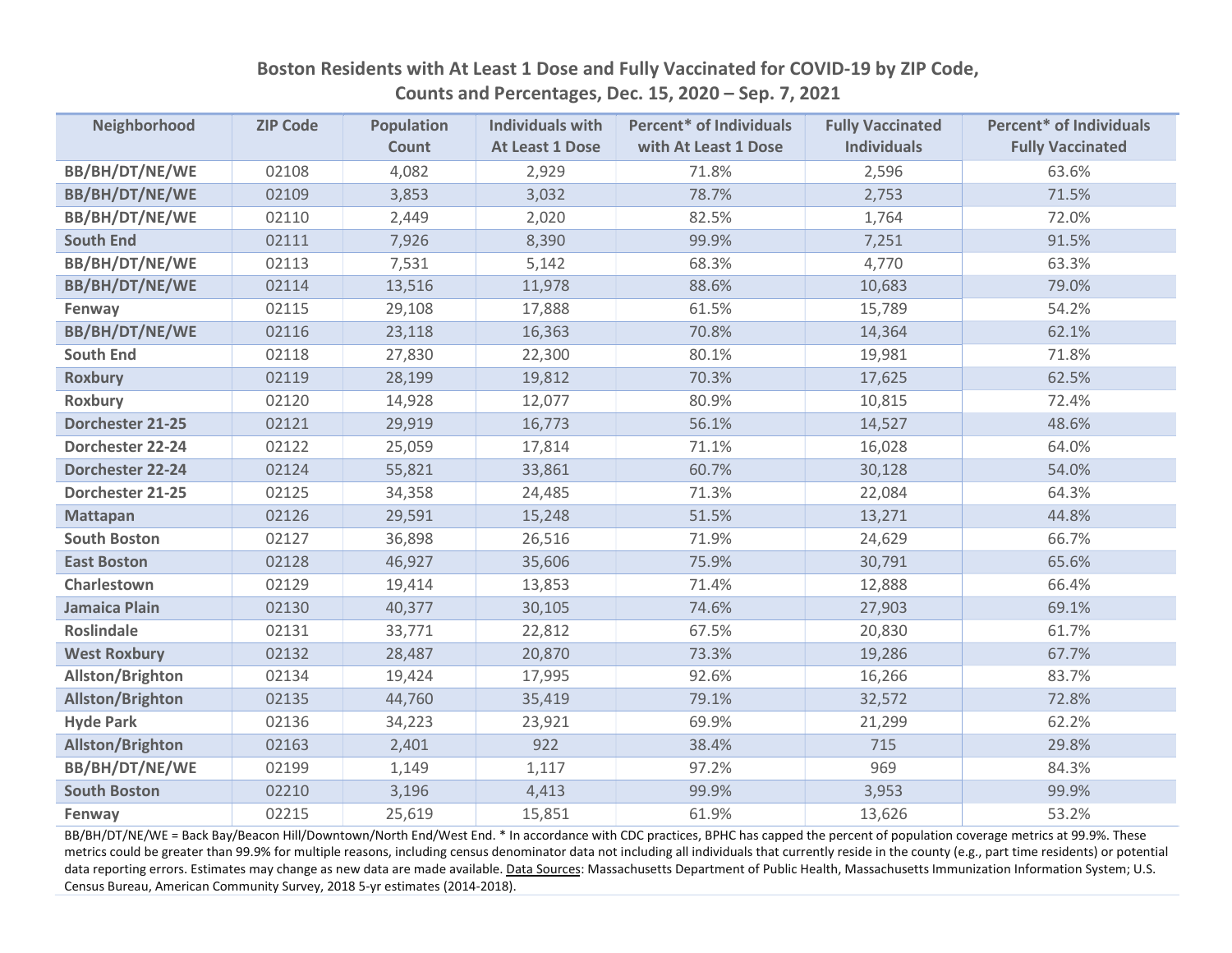## Boston Residents with At Least 1 Dose and Fully Vaccinated for COVID-19 by ZIP Code, Counts and Percentages, Dec. 15, 2020 – Sep. 7, 2021

| Neighborhood | ZIP Code | Population Count | Individuals with At Least 1 Dose | Percent* of Individuals with At Least 1 Dose | Fully Vaccinated Individuals | Percent* of Individuals Fully Vaccinated |
|---|---|---|---|---|---|---|
| **BB/BH/DT/NE/WE** | 02108 | 4,082 | 2,929 | 71.8% | 2,596 | 63.6% |
| **BB/BH/DT/NE/WE** | 02109 | 3,853 | 3,032 | 78.7% | 2,753 | 71.5% |
| **BB/BH/DT/NE/WE** | 02110 | 2,449 | 2,020 | 82.5% | 1,764 | 72.0% |
| **South End** | 02111 | 7,926 | 8,390 | 99.9% | 7,251 | 91.5% |
| **BB/BH/DT/NE/WE** | 02113 | 7,531 | 5,142 | 68.3% | 4,770 | 63.3% |
| **BB/BH/DT/NE/WE** | 02114 | 13,516 | 11,978 | 88.6% | 10,683 | 79.0% |
| **Fenway** | 02115 | 29,108 | 17,888 | 61.5% | 15,789 | 54.2% |
| **BB/BH/DT/NE/WE** | 02116 | 23,118 | 16,363 | 70.8% | 14,364 | 62.1% |
| **South End** | 02118 | 27,830 | 22,300 | 80.1% | 19,981 | 71.8% |
| **Roxbury** | 02119 | 28,199 | 19,812 | 70.3% | 17,625 | 62.5% |
| **Roxbury** | 02120 | 14,928 | 12,077 | 80.9% | 10,815 | 72.4% |
| **Dorchester 21-25** | 02121 | 29,919 | 16,773 | 56.1% | 14,527 | 48.6% |
| **Dorchester 22-24** | 02122 | 25,059 | 17,814 | 71.1% | 16,028 | 64.0% |
| **Dorchester 22-24** | 02124 | 55,821 | 33,861 | 60.7% | 30,128 | 54.0% |
| **Dorchester 21-25** | 02125 | 34,358 | 24,485 | 71.3% | 22,084 | 64.3% |
| **Mattapan** | 02126 | 29,591 | 15,248 | 51.5% | 13,271 | 44.8% |
| **South Boston** | 02127 | 36,898 | 26,516 | 71.9% | 24,629 | 66.7% |
| **East Boston** | 02128 | 46,927 | 35,606 | 75.9% | 30,791 | 65.6% |
| **Charlestown** | 02129 | 19,414 | 13,853 | 71.4% | 12,888 | 66.4% |
| **Jamaica Plain** | 02130 | 40,377 | 30,105 | 74.6% | 27,903 | 69.1% |
| **Roslindale** | 02131 | 33,771 | 22,812 | 67.5% | 20,830 | 61.7% |
| **West Roxbury** | 02132 | 28,487 | 20,870 | 73.3% | 19,286 | 67.7% |
| **Allston/Brighton** | 02134 | 19,424 | 17,995 | 92.6% | 16,266 | 83.7% |
| **Allston/Brighton** | 02135 | 44,760 | 35,419 | 79.1% | 32,572 | 72.8% |
| **Hyde Park** | 02136 | 34,223 | 23,921 | 69.9% | 21,299 | 62.2% |
| **Allston/Brighton** | 02163 | 2,401 | 922 | 38.4% | 715 | 29.8% |
| **BB/BH/DT/NE/WE** | 02199 | 1,149 | 1,117 | 97.2% | 969 | 84.3% |
| **South Boston** | 02210 | 3,196 | 4,413 | 99.9% | 3,953 | 99.9% |
| **Fenway** | 02215 | 25,619 | 15,851 | 61.9% | 13,626 | 53.2% |

BB/BH/DT/NE/WE = Back Bay/Beacon Hill/Downtown/North End/West End. * In accordance with CDC practices, BPHC has capped the percent of population coverage metrics at 99.9%. These metrics could be greater than 99.9% for multiple reasons, including census denominator data not including all individuals that currently reside in the county (e.g., part time residents) or potential data reporting errors. Estimates may change as new data are made available. Data Sources: Massachusetts Department of Public Health, Massachusetts Immunization Information System; U.S. Census Bureau, American Community Survey, 2018 5-yr estimates (2014-2018).